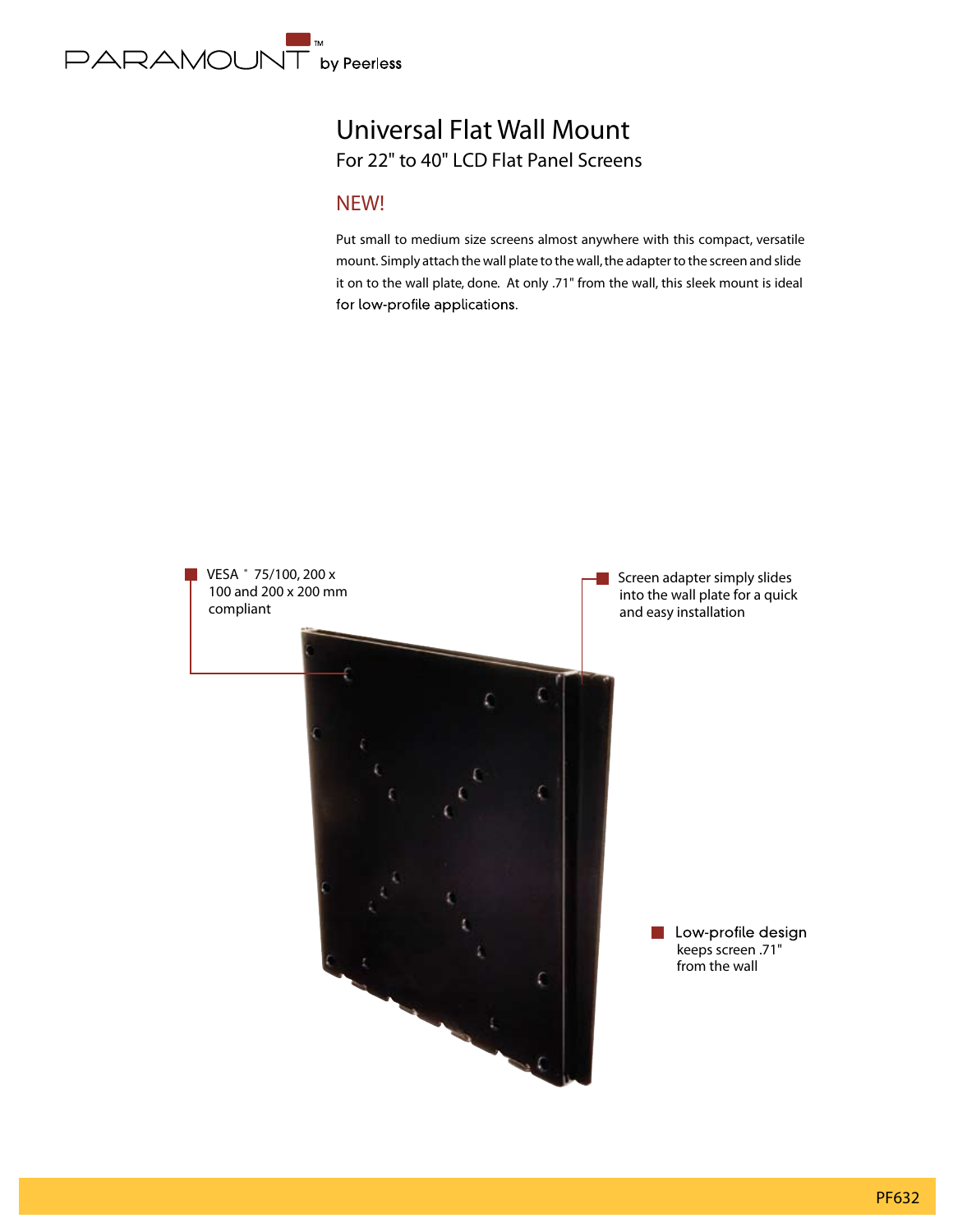PARAMOUNT™ by Peerless

# Universal Flat Wall Mount

## For 22" to 40" LCD Flat Panel Screens

NEW!

Put small to medium size screens almost anywhere with this compact, versatile mount. Simply attach the wall plate to the wall, the adapter to the screen and slide it on to the wall plate, done. At only .71" from the wall, this sleek mount is ideal for low-profile applications.

- VESA® 75/100, 200 x 100 and 200 x 200 mm compliant
- Screen adapter simply slides into the wall plate for a quick and easy installation
- Low-profile design keeps screen .71" from the wall

PF632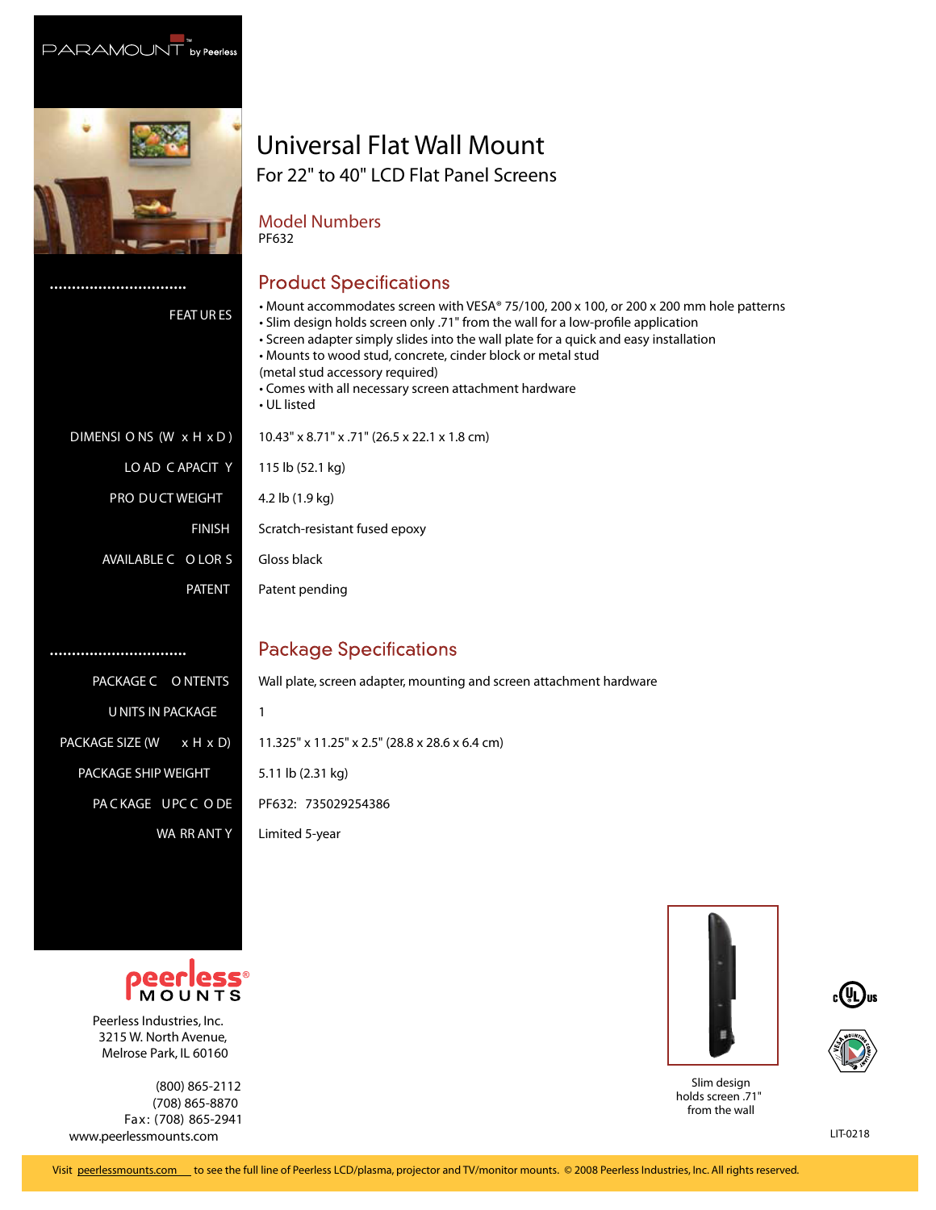PARAMOUNT™ by Peerless

# Universal Flat Wall Mount

For 22" to 40" LCD Flat Panel Screens

## Model Numbers

PF632

## Product Specifications

| | |
|---|---|
| FEATURES | • Mount accommodates screen with VESA® 75/100, 200 x 100, or 200 x 200 mm hole patterns<br>• Slim design holds screen only .71" from the wall for a low-profile application<br>• Screen adapter simply slides into the wall plate for a quick and easy installation<br>• Mounts to wood stud, concrete, cinder block or metal stud (metal stud accessory required)<br>• Comes with all necessary screen attachment hardware<br>• UL listed |
| DIMENSIONS (W x H x D) | 10.43" x 8.71" x .71" (26.5 x 22.1 x 1.8 cm) |
| LOAD CAPACITY | 115 lb (52.1 kg) |
| PRODUCT WEIGHT | 4.2 lb (1.9 kg) |
| FINISH | Scratch-resistant fused epoxy |
| AVAILABLE COLORS | Gloss black |
| PATENT | Patent pending |

## Package Specifications

| | |
|---|---|
| PACKAGE CONTENTS | Wall plate, screen adapter, mounting and screen attachment hardware |
| UNITS IN PACKAGE | 1 |
| PACKAGE SIZE (W x H x D) | 11.325" x 11.25" x 2.5" (28.8 x 28.6 x 6.4 cm) |
| PACKAGE SHIP WEIGHT | 5.11 lb (2.31 kg) |
| PACKAGE UPC CODE | PF632: 735029254386 |
| WARRANTY | Limited 5-year |

Slim design holds screen .71" from the wall

peerless® MOUNTS

Peerless Industries, Inc.
3215 W. North Avenue,
Melrose Park, IL 60160

(800) 865-2112
(708) 865-8870
Fax: (708) 865-2941
www.peerlessmounts.com

LIT-0218

Visit peerlessmounts.com to see the full line of Peerless LCD/plasma, projector and TV/monitor mounts. © 2008 Peerless Industries, Inc. All rights reserved.